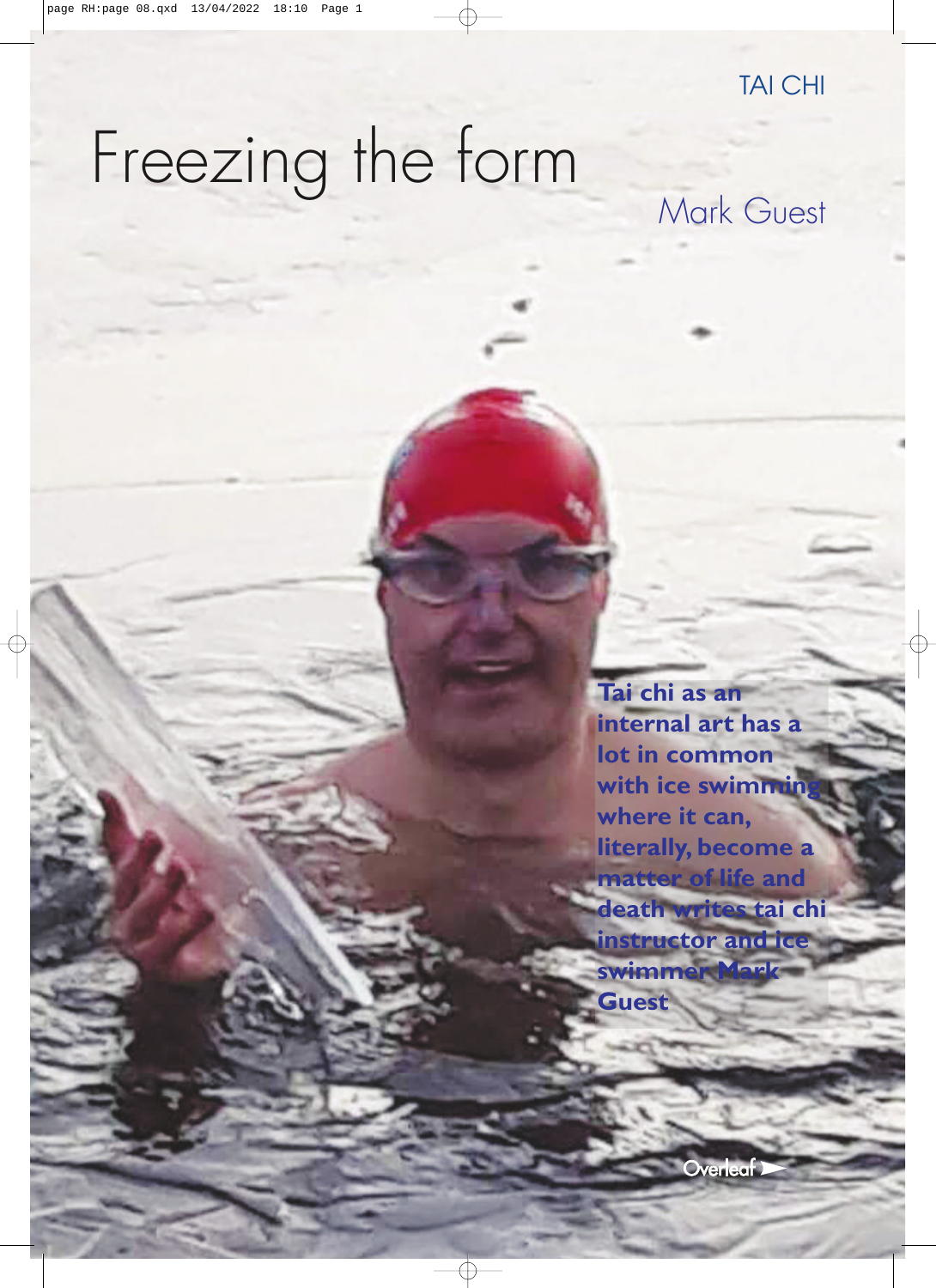TAI CHI

# Freezing the form

## Mark Guest

**Tai chi as an internal art has a lot in common with ice swimming where it can, literally, become a matter of life and death writes tai chi instructor and ice swimmer Mark Guest**

Overleaf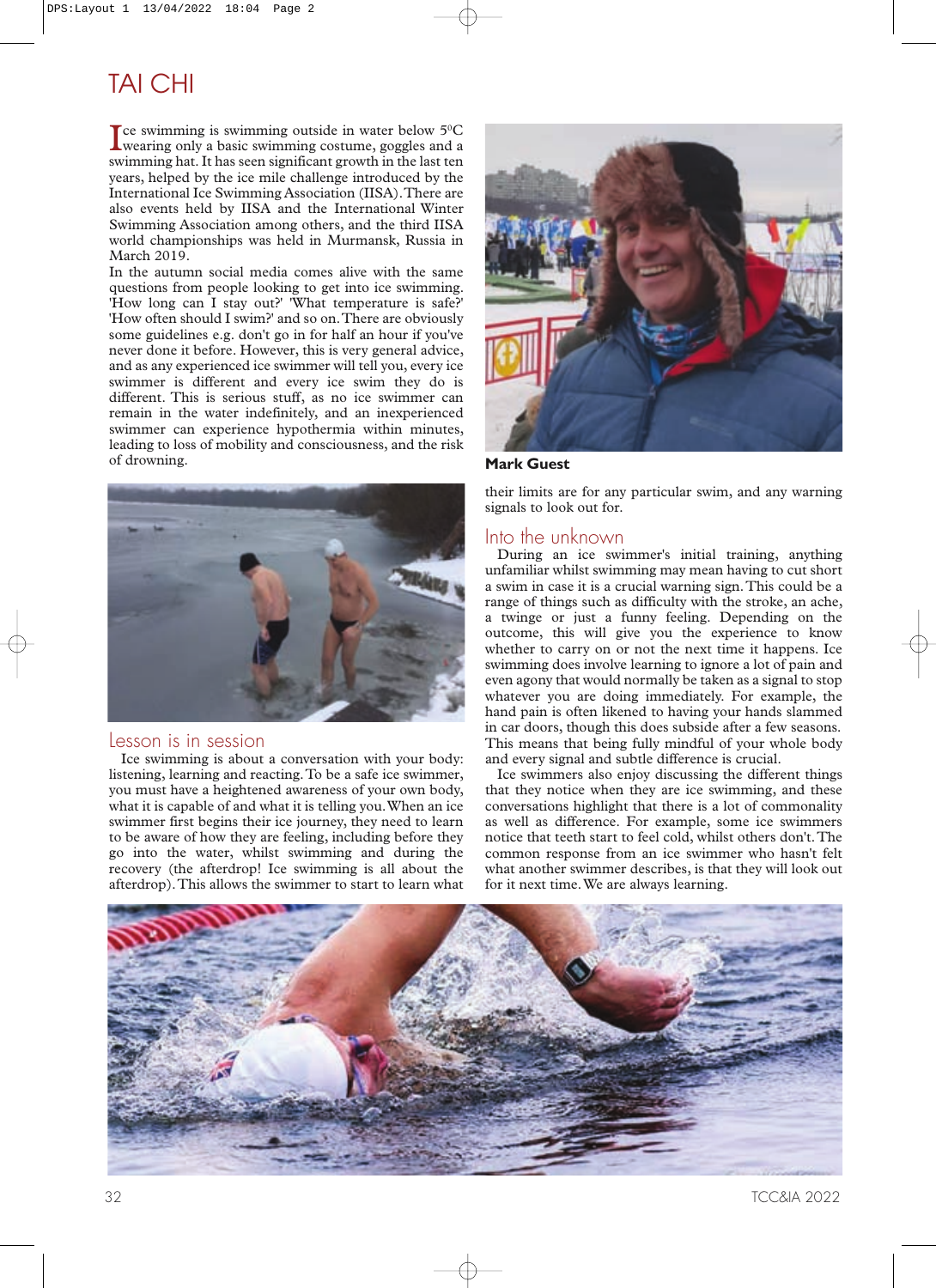# TAI CHI

Ice swimming is swimming outside in water below 5°C wearing only a basic swimming costume, goggles and a swimming hat. It has seen significant growth in the last ten years, helped by the ice mile challenge introduced by the International Ice Swimming Association (IISA). There are also events held by IISA and the International Winter Swimming Association among others, and the third IISA world championships was held in Murmansk, Russia in March 2019.

In the autumn social media comes alive with the same questions from people looking to get into ice swimming. 'How long can I stay out?' 'What temperature is safe?' 'How often should I swim?' and so on. There are obviously some guidelines e.g. don't go in for half an hour if you've never done it before. However, this is very general advice, and as any experienced ice swimmer will tell you, every ice swimmer is different and every ice swim they do is different. This is serious stuff, as no ice swimmer can remain in the water indefinitely, and an inexperienced swimmer can experience hypothermia within minutes, leading to loss of mobility and consciousness, and the risk of drowning.

## Lesson is in session

Ice swimming is about a conversation with your body: listening, learning and reacting. To be a safe ice swimmer, you must have a heightened awareness of your own body, what it is capable of and what it is telling you. When an ice swimmer first begins their ice journey, they need to learn to be aware of how they are feeling, including before they go into the water, whilst swimming and during the recovery (the afterdrop! Ice swimming is all about the afterdrop). This allows the swimmer to start to learn what their limits are for any particular swim, and any warning signals to look out for.

**Mark Guest**

## Into the unknown

During an ice swimmer's initial training, anything unfamiliar whilst swimming may mean having to cut short a swim in case it is a crucial warning sign. This could be a range of things such as difficulty with the stroke, an ache, a twinge or just a funny feeling. Depending on the outcome, this will give you the experience to know whether to carry on or not the next time it happens. Ice swimming does involve learning to ignore a lot of pain and even agony that would normally be taken as a signal to stop whatever you are doing immediately. For example, the hand pain is often likened to having your hands slammed in car doors, though this does subside after a few seasons. This means that being fully mindful of your whole body and every signal and subtle difference is crucial.

Ice swimmers also enjoy discussing the different things that they notice when they are ice swimming, and these conversations highlight that there is a lot of commonality as well as difference. For example, some ice swimmers notice that teeth start to feel cold, whilst others don't. The common response from an ice swimmer who hasn't felt what another swimmer describes, is that they will look out for it next time. We are always learning.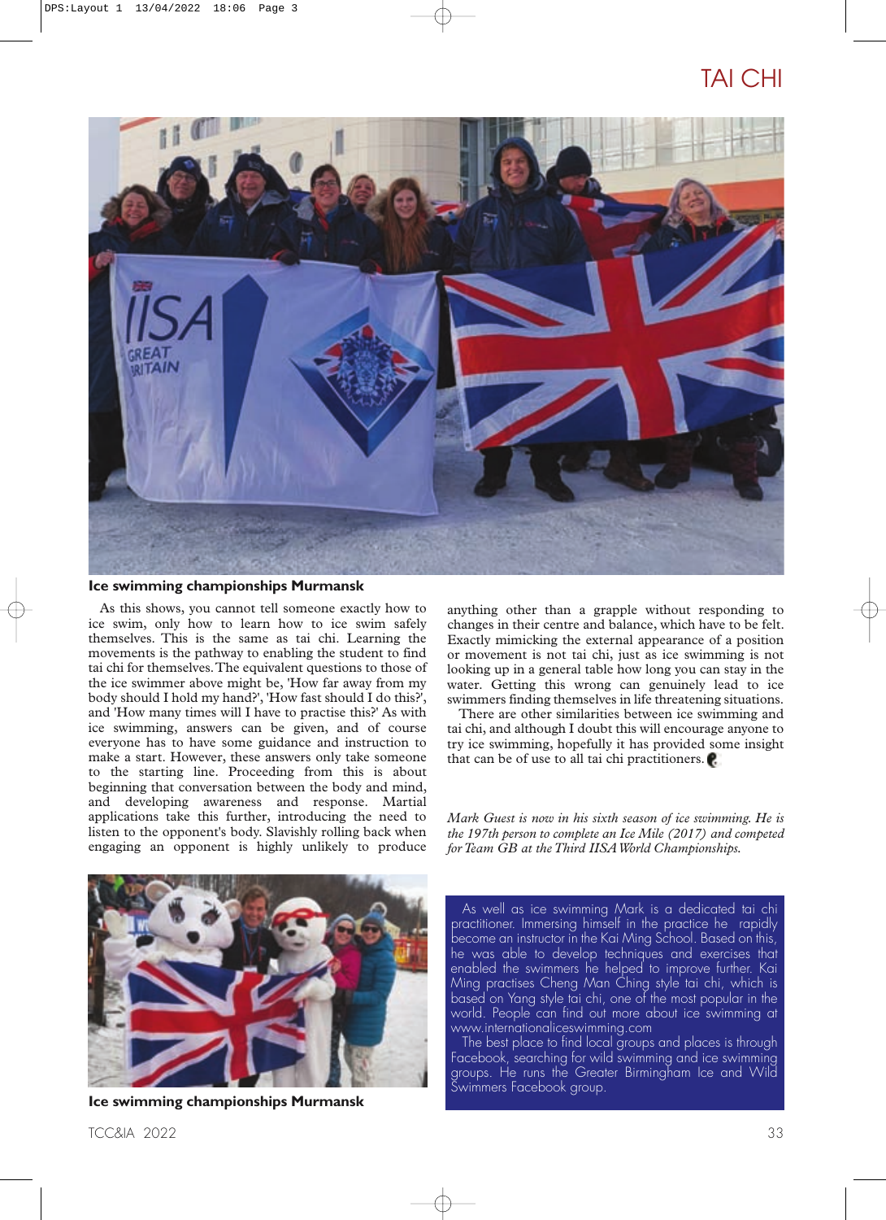**Ice swimming championships Murmansk**

As this shows, you cannot tell someone exactly how to ice swim, only how to learn how to ice swim safely themselves. This is the same as tai chi. Learning the movements is the pathway to enabling the student to find tai chi for themselves. The equivalent questions to those of the ice swimmer above might be, 'How far away from my body should I hold my hand?', 'How fast should I do this?', and 'How many times will I have to practise this?' As with ice swimming, answers can be given, and of course everyone has to have some guidance and instruction to make a start. However, these answers only take someone to the starting line. Proceeding from this is about beginning that conversation between the body and mind, and developing awareness and response. Martial applications take this further, introducing the need to listen to the opponent's body. Slavishly rolling back when engaging an opponent is highly unlikely to produce anything other than a grapple without responding to changes in their centre and balance, which have to be felt. Exactly mimicking the external appearance of a position or movement is not tai chi, just as ice swimming is not looking up in a general table how long you can stay in the water. Getting this wrong can genuinely lead to ice swimmers finding themselves in life threatening situations.

There are other similarities between ice swimming and tai chi, and although I doubt this will encourage anyone to try ice swimming, hopefully it has provided some insight that can be of use to all tai chi practitioners.

*Mark Guest is now in his sixth season of ice swimming. He is the 197th person to complete an Ice Mile (2017) and competed for Team GB at the Third IISA World Championships.*

**Ice swimming championships Murmansk**

As well as ice swimming Mark is a dedicated tai chi practitioner. Immersing himself in the practice he rapidly become an instructor in the Kai Ming School. Based on this, he was able to develop techniques and exercises that enabled the swimmers he helped to improve further. Kai Ming practises Cheng Man Ching style tai chi, which is based on Yang style tai chi, one of the most popular in the world. People can find out more about ice swimming at www.internationaliceswimming.com

The best place to find local groups and places is through Facebook, searching for wild swimming and ice swimming groups. He runs the Greater Birmingham Ice and Wild Swimmers Facebook group.